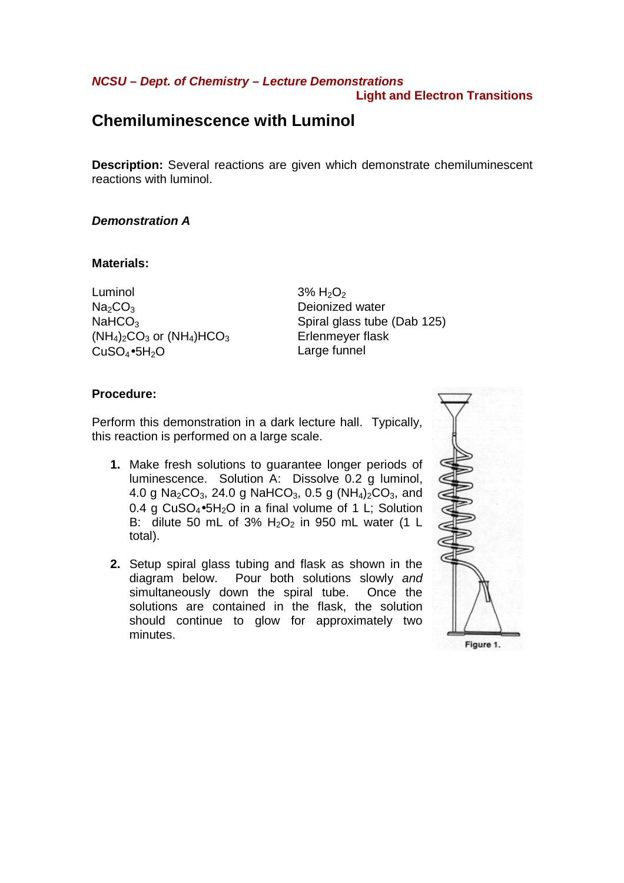*NCSU – Dept. of Chemistry – Lecture Demonstrations*

**Light and Electron Transitions**

# Chemiluminescence with Luminol

**Description:** Several reactions are given which demonstrate chemiluminescent reactions with luminol.

***Demonstration A***

**Materials:**

Luminol
$Na_2CO_3$
$NaHCO_3$
$(NH_4)_2CO_3$ or $(NH_4)HCO_3$
$CuSO_4 \cdot 5H_2O$
3% $H_2O_2$
Deionized water
Spiral glass tube (Dab 125)
Erlenmeyer flask
Large funnel

**Procedure:**

Perform this demonstration in a dark lecture hall. Typically, this reaction is performed on a large scale.

1. Make fresh solutions to guarantee longer periods of luminescence. Solution A: Dissolve 0.2 g luminol, 4.0 g $Na_2CO_3$, 24.0 g $NaHCO_3$, 0.5 g $(NH_4)_2CO_3$, and 0.4 g $CuSO_4 \cdot 5H_2O$ in a final volume of 1 L; Solution B: dilute 50 mL of 3% $H_2O_2$ in 950 mL water (1 L total).

2. Setup spiral glass tubing and flask as shown in the diagram below. Pour both solutions slowly *and* simultaneously down the spiral tube. Once the solutions are contained in the flask, the solution should continue to glow for approximately two minutes.

Figure 1.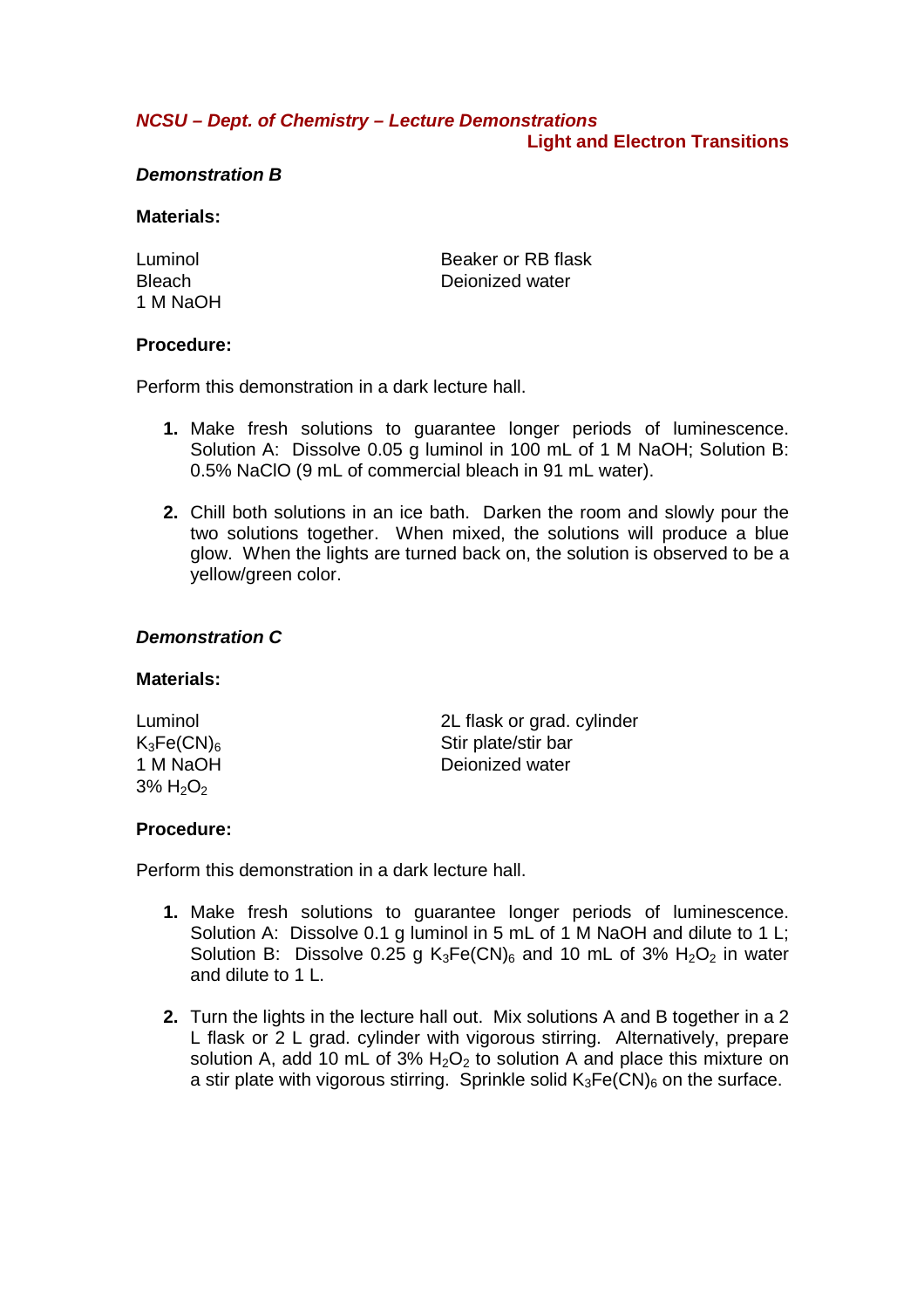*NCSU – Dept. of Chemistry – Lecture Demonstrations*

**Light and Electron Transitions**

### *Demonstration B*

**Materials:**

Luminol
Bleach
1 M NaOH
Beaker or RB flask
Deionized water

**Procedure:**

Perform this demonstration in a dark lecture hall.

1. Make fresh solutions to guarantee longer periods of luminescence. Solution A: Dissolve 0.05 g luminol in 100 mL of 1 M NaOH; Solution B: 0.5% NaClO (9 mL of commercial bleach in 91 mL water).

2. Chill both solutions in an ice bath. Darken the room and slowly pour the two solutions together. When mixed, the solutions will produce a blue glow. When the lights are turned back on, the solution is observed to be a yellow/green color.

### *Demonstration C*

**Materials:**

Luminol
$K_3Fe(CN)_6$
1 M NaOH
3% $H_2O_2$
2L flask or grad. cylinder
Stir plate/stir bar
Deionized water

**Procedure:**

Perform this demonstration in a dark lecture hall.

1. Make fresh solutions to guarantee longer periods of luminescence. Solution A: Dissolve 0.1 g luminol in 5 mL of 1 M NaOH and dilute to 1 L; Solution B: Dissolve 0.25 g $K_3Fe(CN)_6$ and 10 mL of 3% $H_2O_2$ in water and dilute to 1 L.

2. Turn the lights in the lecture hall out. Mix solutions A and B together in a 2 L flask or 2 L grad. cylinder with vigorous stirring. Alternatively, prepare solution A, add 10 mL of 3% $H_2O_2$ to solution A and place this mixture on a stir plate with vigorous stirring. Sprinkle solid $K_3Fe(CN)_6$ on the surface.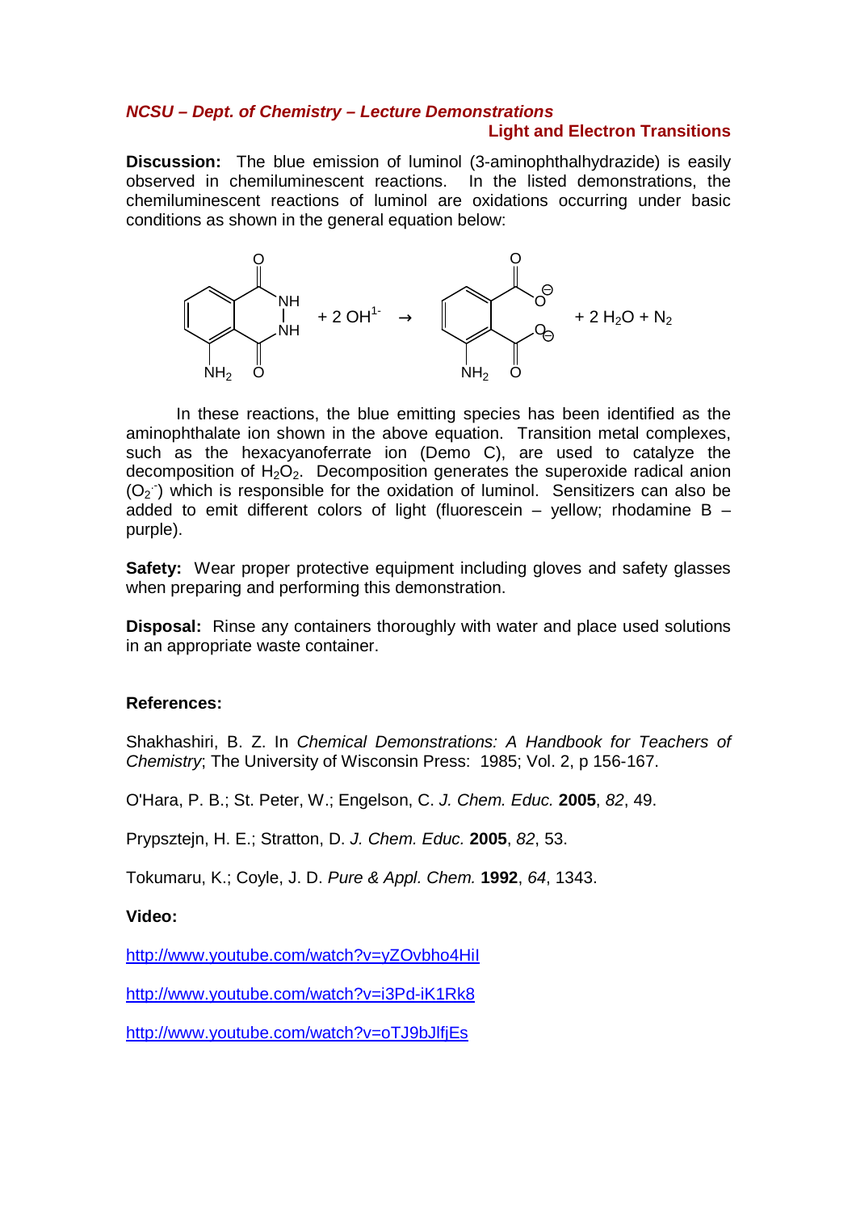*NCSU – Dept. of Chemistry – Lecture Demonstrations*

**Light and Electron Transitions**

**Discussion:** The blue emission of luminol (3-aminophthalhydrazide) is easily observed in chemiluminescent reactions. In the listed demonstrations, the chemiluminescent reactions of luminol are oxidations occurring under basic conditions as shown in the general equation below:

$$\text{luminol} + 2\ OH^{1-} \rightarrow \text{aminophthalate} + 2\ H_2O + N_2$$

In these reactions, the blue emitting species has been identified as the aminophthalate ion shown in the above equation. Transition metal complexes, such as the hexacyanoferrate ion (Demo C), are used to catalyze the decomposition of $H_2O_2$. Decomposition generates the superoxide radical anion ($O_2^{\cdot-}$) which is responsible for the oxidation of luminol. Sensitizers can also be added to emit different colors of light (fluorescein – yellow; rhodamine B – purple).

**Safety:** Wear proper protective equipment including gloves and safety glasses when preparing and performing this demonstration.

**Disposal:** Rinse any containers thoroughly with water and place used solutions in an appropriate waste container.

**References:**

Shakhashiri, B. Z. In *Chemical Demonstrations: A Handbook for Teachers of Chemistry*; The University of Wisconsin Press: 1985; Vol. 2, p 156-167.

O'Hara, P. B.; St. Peter, W.; Engelson, C. *J. Chem. Educ.* **2005**, *82*, 49.

Prypsztejn, H. E.; Stratton, D. *J. Chem. Educ.* **2005**, *82*, 53.

Tokumaru, K.; Coyle, J. D. *Pure & Appl. Chem.* **1992**, *64*, 1343.

**Video:**

http://www.youtube.com/watch?v=yZOvbho4HiI

http://www.youtube.com/watch?v=i3Pd-iK1Rk8

http://www.youtube.com/watch?v=oTJ9bJlfjEs